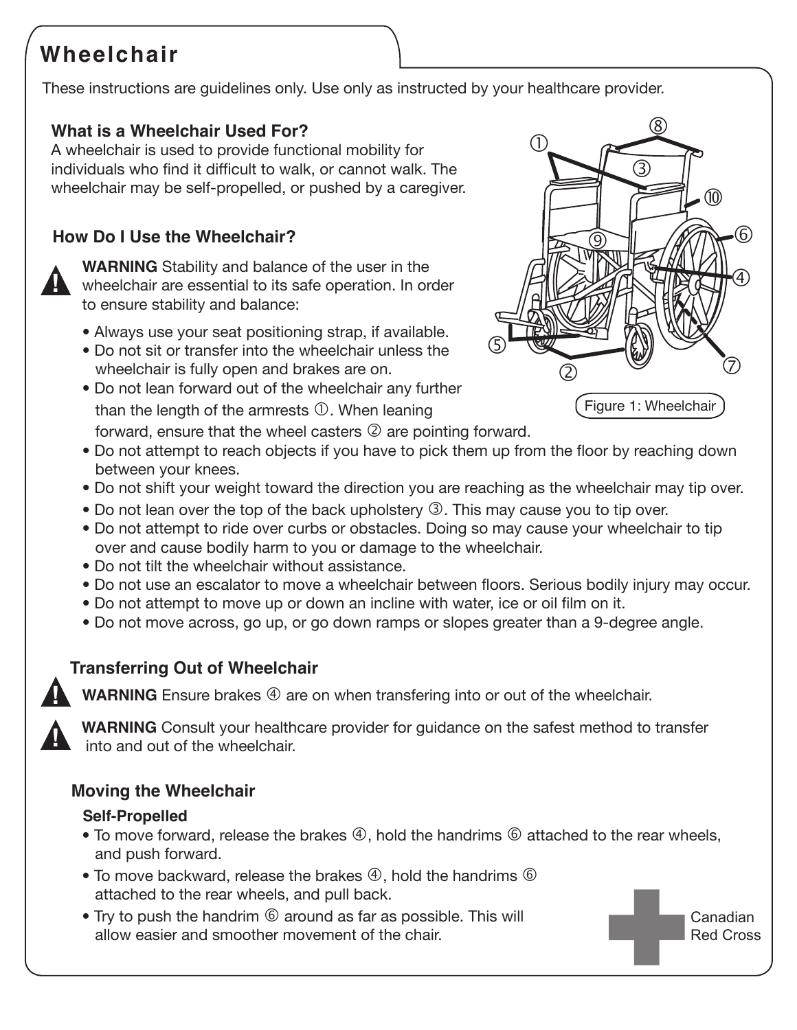# Wheelchair

These instructions are guidelines only. Use only as instructed by your healthcare provider.

### What is a Wheelchair Used For?

A wheelchair is used to provide functional mobility for individuals who find it difficult to walk, or cannot walk. The wheelchair may be self-propelled, or pushed by a caregiver.

Figure 1: Wheelchair

### How Do I Use the Wheelchair?

**WARNING** Stability and balance of the user in the wheelchair are essential to its safe operation. In order to ensure stability and balance:

- Always use your seat positioning strap, if available.
- Do not sit or transfer into the wheelchair unless the wheelchair is fully open and brakes are on.
- Do not lean forward out of the wheelchair any further than the length of the armrests ①. When leaning forward, ensure that the wheel casters ② are pointing forward.
- Do not attempt to reach objects if you have to pick them up from the floor by reaching down between your knees.
- Do not shift your weight toward the direction you are reaching as the wheelchair may tip over.
- Do not lean over the top of the back upholstery ③. This may cause you to tip over.
- Do not attempt to ride over curbs or obstacles. Doing so may cause your wheelchair to tip over and cause bodily harm to you or damage to the wheelchair.
- Do not tilt the wheelchair without assistance.
- Do not use an escalator to move a wheelchair between floors. Serious bodily injury may occur.
- Do not attempt to move up or down an incline with water, ice or oil film on it.
- Do not move across, go up, or go down ramps or slopes greater than a 9-degree angle.

### Transferring Out of Wheelchair

**WARNING** Ensure brakes ④ are on when transfering into or out of the wheelchair.

**WARNING** Consult your healthcare provider for guidance on the safest method to transfer into and out of the wheelchair.

### Moving the Wheelchair

**Self-Propelled**

- To move forward, release the brakes ④, hold the handrims ⑥ attached to the rear wheels, and push forward.
- To move backward, release the brakes ④, hold the handrims ⑥ attached to the rear wheels, and pull back.
- Try to push the handrim ⑥ around as far as possible. This will allow easier and smoother movement of the chair.

Canadian Red Cross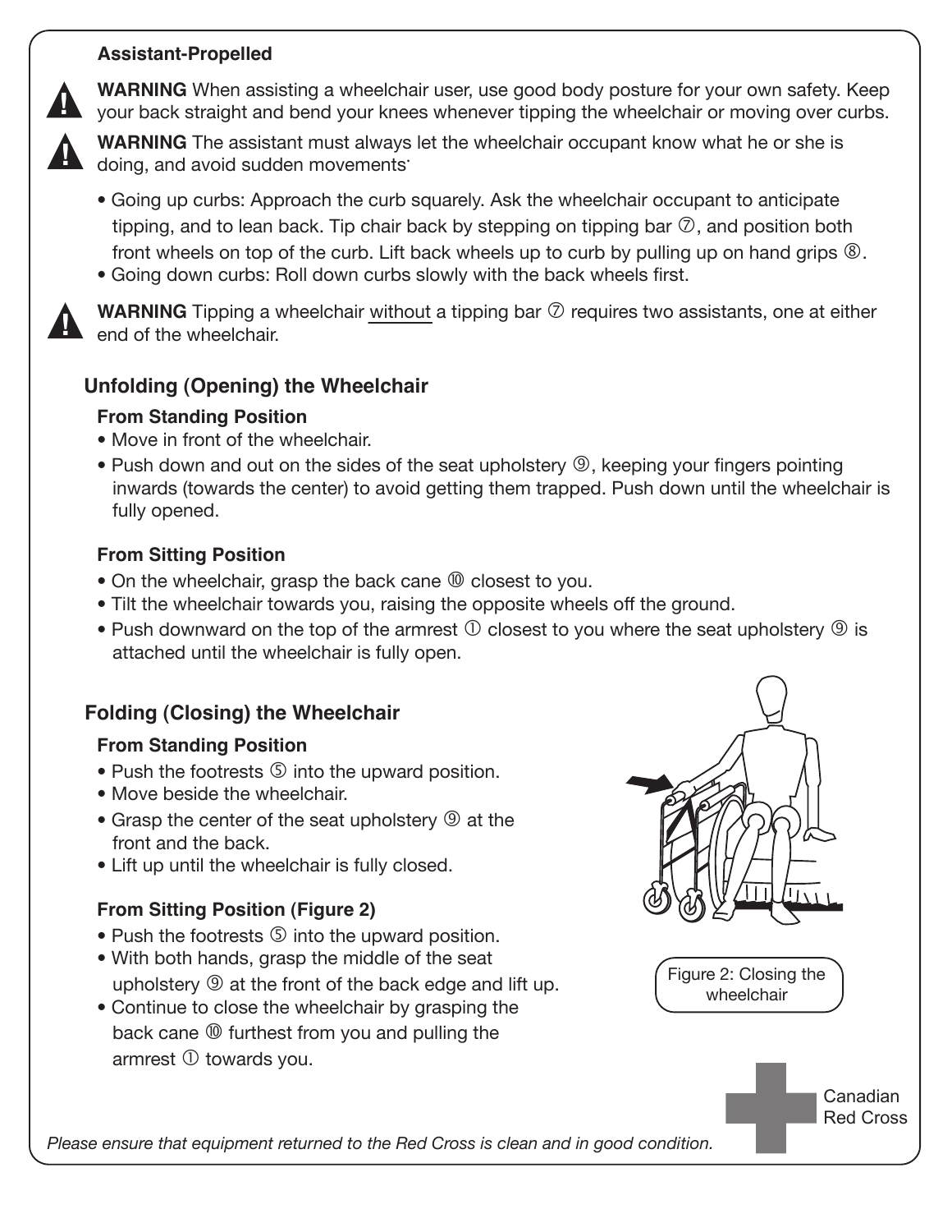**Assistant-Propelled**

**WARNING** When assisting a wheelchair user, use good body posture for your own safety. Keep your back straight and bend your knees whenever tipping the wheelchair or moving over curbs.

**WARNING** The assistant must always let the wheelchair occupant know what he or she is doing, and avoid sudden movements.

- Going up curbs: Approach the curb squarely. Ask the wheelchair occupant to anticipate tipping, and to lean back. Tip chair back by stepping on tipping bar ⑦, and position both front wheels on top of the curb. Lift back wheels up to curb by pulling up on hand grips ⑧.
- Going down curbs: Roll down curbs slowly with the back wheels first.

**WARNING** Tipping a wheelchair without a tipping bar ⑦ requires two assistants, one at either end of the wheelchair.

## Unfolding (Opening) the Wheelchair

### From Standing Position

- Move in front of the wheelchair.
- Push down and out on the sides of the seat upholstery ⑨, keeping your fingers pointing inwards (towards the center) to avoid getting them trapped. Push down until the wheelchair is fully opened.

### From Sitting Position

- On the wheelchair, grasp the back cane ⑩ closest to you.
- Tilt the wheelchair towards you, raising the opposite wheels off the ground.
- Push downward on the top of the armrest ① closest to you where the seat upholstery ⑨ is attached until the wheelchair is fully open.

## Folding (Closing) the Wheelchair

### From Standing Position

- Push the footrests ⑤ into the upward position.
- Move beside the wheelchair.
- Grasp the center of the seat upholstery ⑨ at the front and the back.
- Lift up until the wheelchair is fully closed.

### From Sitting Position (Figure 2)

- Push the footrests ⑤ into the upward position.
- With both hands, grasp the middle of the seat upholstery ⑨ at the front of the back edge and lift up.
- Continue to close the wheelchair by grasping the back cane ⑩ furthest from you and pulling the armrest ① towards you.

Figure 2: Closing the wheelchair

Canadian Red Cross

*Please ensure that equipment returned to the Red Cross is clean and in good condition.*